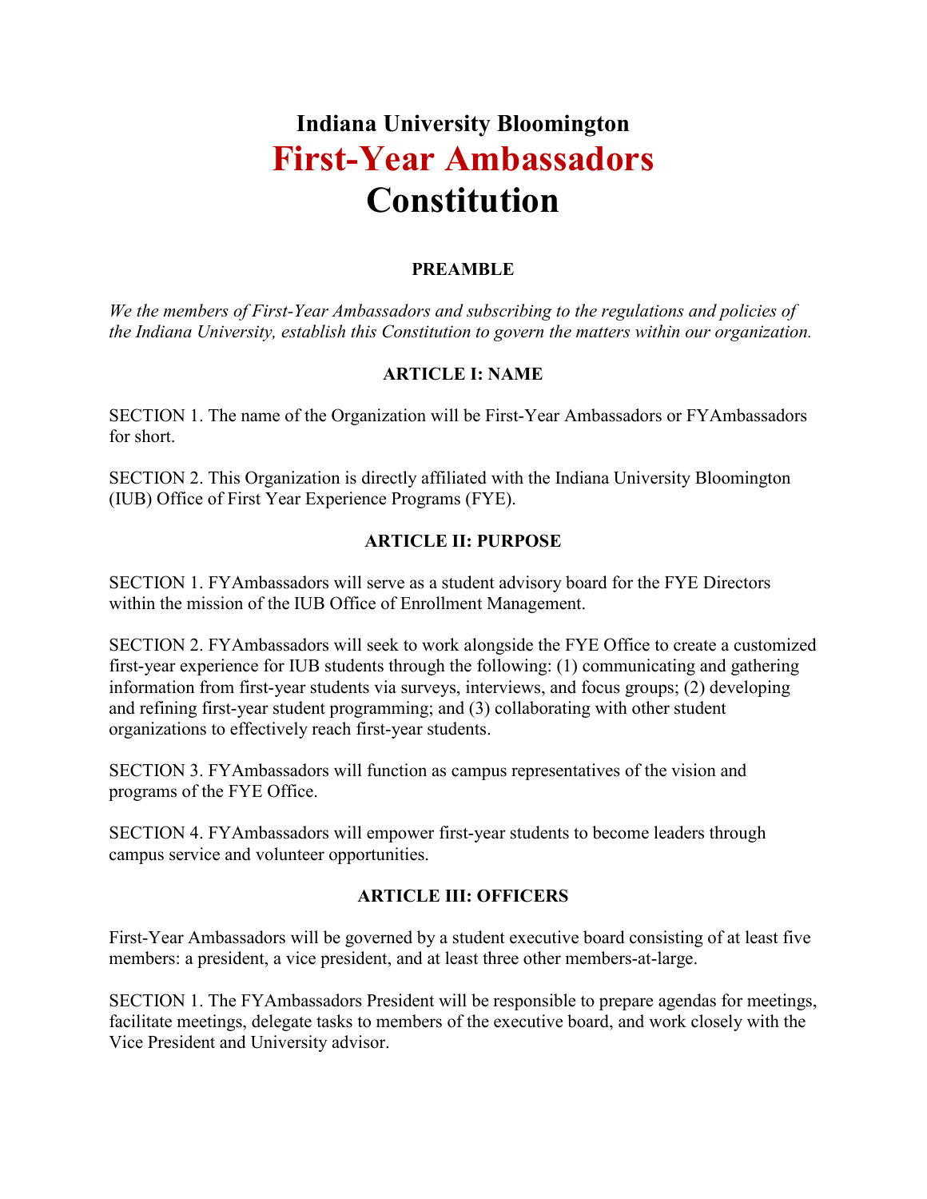# Indiana University Bloomington
# First-Year Ambassadors
# Constitution

## PREAMBLE

*We the members of First-Year Ambassadors and subscribing to the regulations and policies of the Indiana University, establish this Constitution to govern the matters within our organization.*

## ARTICLE I: NAME

SECTION 1. The name of the Organization will be First-Year Ambassadors or FYAmbassadors for short.

SECTION 2. This Organization is directly affiliated with the Indiana University Bloomington (IUB) Office of First Year Experience Programs (FYE).

## ARTICLE II: PURPOSE

SECTION 1. FYAmbassadors will serve as a student advisory board for the FYE Directors within the mission of the IUB Office of Enrollment Management.

SECTION 2. FYAmbassadors will seek to work alongside the FYE Office to create a customized first-year experience for IUB students through the following: (1) communicating and gathering information from first-year students via surveys, interviews, and focus groups; (2) developing and refining first-year student programming; and (3) collaborating with other student organizations to effectively reach first-year students.

SECTION 3. FYAmbassadors will function as campus representatives of the vision and programs of the FYE Office.

SECTION 4. FYAmbassadors will empower first-year students to become leaders through campus service and volunteer opportunities.

## ARTICLE III: OFFICERS

First-Year Ambassadors will be governed by a student executive board consisting of at least five members: a president, a vice president, and at least three other members-at-large.

SECTION 1. The FYAmbassadors President will be responsible to prepare agendas for meetings, facilitate meetings, delegate tasks to members of the executive board, and work closely with the Vice President and University advisor.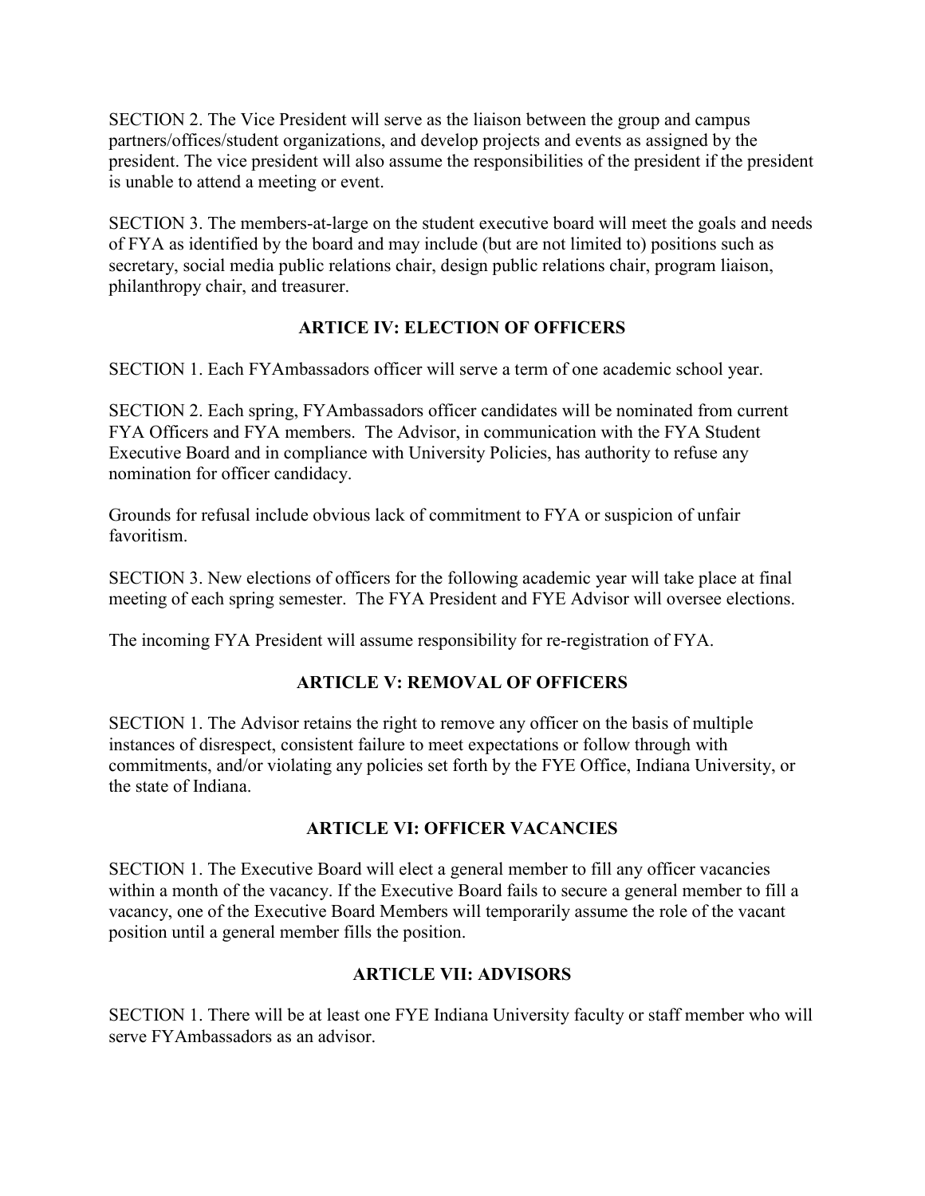SECTION 2. The Vice President will serve as the liaison between the group and campus partners/offices/student organizations, and develop projects and events as assigned by the president. The vice president will also assume the responsibilities of the president if the president is unable to attend a meeting or event.

SECTION 3. The members-at-large on the student executive board will meet the goals and needs of FYA as identified by the board and may include (but are not limited to) positions such as secretary, social media public relations chair, design public relations chair, program liaison, philanthropy chair, and treasurer.

## ARTICLE IV: ELECTION OF OFFICERS

SECTION 1. Each FYAmbassadors officer will serve a term of one academic school year.

SECTION 2. Each spring, FYAmbassadors officer candidates will be nominated from current FYA Officers and FYA members. The Advisor, in communication with the FYA Student Executive Board and in compliance with University Policies, has authority to refuse any nomination for officer candidacy.

Grounds for refusal include obvious lack of commitment to FYA or suspicion of unfair favoritism.

SECTION 3. New elections of officers for the following academic year will take place at final meeting of each spring semester. The FYA President and FYE Advisor will oversee elections.

The incoming FYA President will assume responsibility for re-registration of FYA.

## ARTICLE V: REMOVAL OF OFFICERS

SECTION 1. The Advisor retains the right to remove any officer on the basis of multiple instances of disrespect, consistent failure to meet expectations or follow through with commitments, and/or violating any policies set forth by the FYE Office, Indiana University, or the state of Indiana.

## ARTICLE VI: OFFICER VACANCIES

SECTION 1. The Executive Board will elect a general member to fill any officer vacancies within a month of the vacancy. If the Executive Board fails to secure a general member to fill a vacancy, one of the Executive Board Members will temporarily assume the role of the vacant position until a general member fills the position.

## ARTICLE VII: ADVISORS

SECTION 1. There will be at least one FYE Indiana University faculty or staff member who will serve FYAmbassadors as an advisor.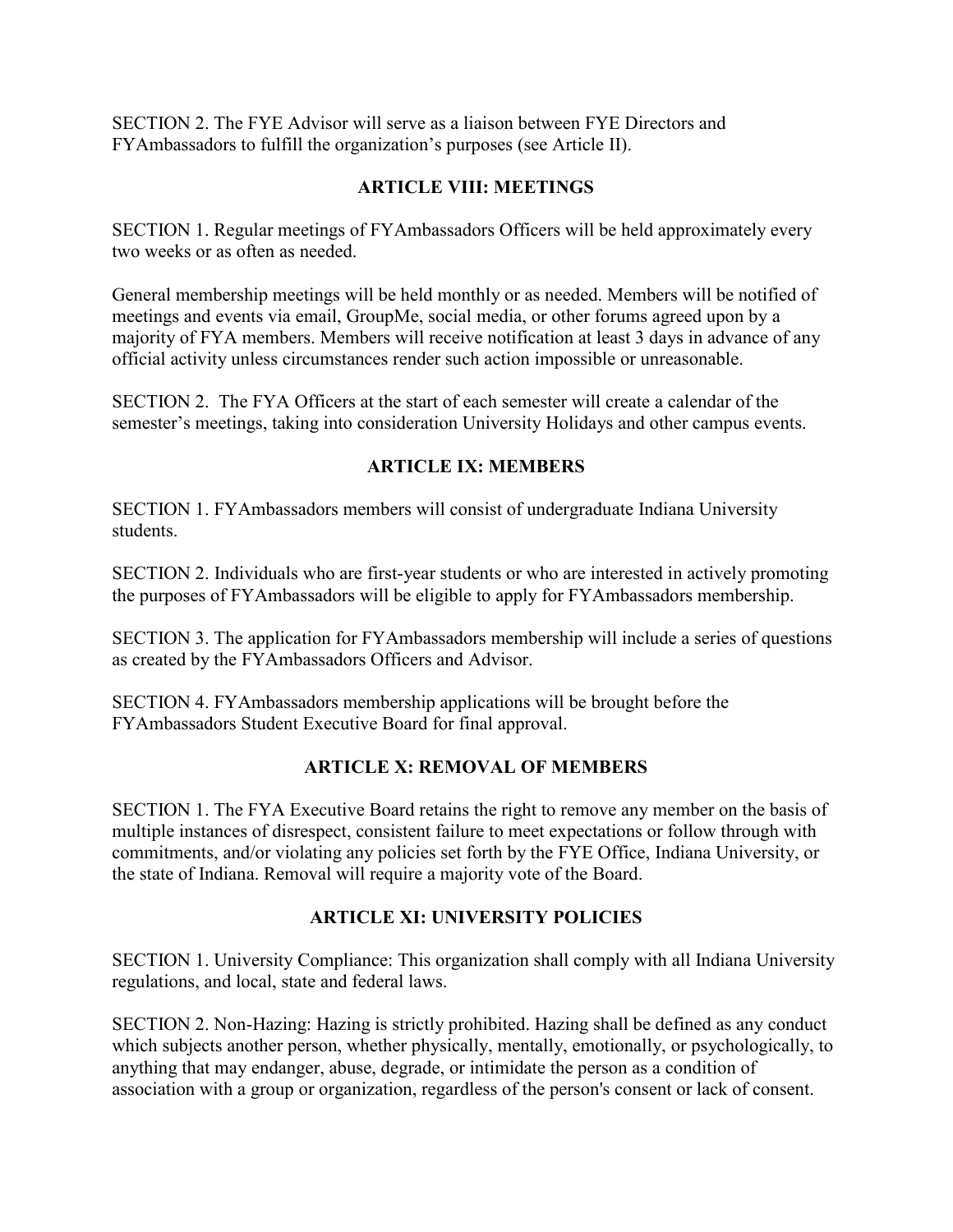SECTION 2. The FYE Advisor will serve as a liaison between FYE Directors and FYAmbassadors to fulfill the organization's purposes (see Article II).

## ARTICLE VIII: MEETINGS

SECTION 1. Regular meetings of FYAmbassadors Officers will be held approximately every two weeks or as often as needed.

General membership meetings will be held monthly or as needed. Members will be notified of meetings and events via email, GroupMe, social media, or other forums agreed upon by a majority of FYA members. Members will receive notification at least 3 days in advance of any official activity unless circumstances render such action impossible or unreasonable.

SECTION 2. The FYA Officers at the start of each semester will create a calendar of the semester's meetings, taking into consideration University Holidays and other campus events.

## ARTICLE IX: MEMBERS

SECTION 1. FYAmbassadors members will consist of undergraduate Indiana University students.

SECTION 2. Individuals who are first-year students or who are interested in actively promoting the purposes of FYAmbassadors will be eligible to apply for FYAmbassadors membership.

SECTION 3. The application for FYAmbassadors membership will include a series of questions as created by the FYAmbassadors Officers and Advisor.

SECTION 4. FYAmbassadors membership applications will be brought before the FYAmbassadors Student Executive Board for final approval.

## ARTICLE X: REMOVAL OF MEMBERS

SECTION 1. The FYA Executive Board retains the right to remove any member on the basis of multiple instances of disrespect, consistent failure to meet expectations or follow through with commitments, and/or violating any policies set forth by the FYE Office, Indiana University, or the state of Indiana. Removal will require a majority vote of the Board.

## ARTICLE XI: UNIVERSITY POLICIES

SECTION 1. University Compliance: This organization shall comply with all Indiana University regulations, and local, state and federal laws.

SECTION 2. Non-Hazing: Hazing is strictly prohibited. Hazing shall be defined as any conduct which subjects another person, whether physically, mentally, emotionally, or psychologically, to anything that may endanger, abuse, degrade, or intimidate the person as a condition of association with a group or organization, regardless of the person's consent or lack of consent.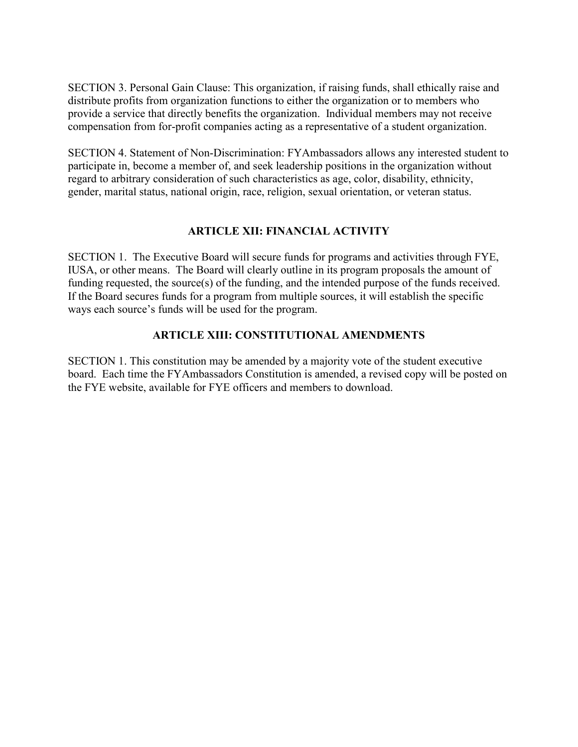SECTION 3. Personal Gain Clause: This organization, if raising funds, shall ethically raise and distribute profits from organization functions to either the organization or to members who provide a service that directly benefits the organization. Individual members may not receive compensation from for-profit companies acting as a representative of a student organization.

SECTION 4. Statement of Non-Discrimination: FYAmbassadors allows any interested student to participate in, become a member of, and seek leadership positions in the organization without regard to arbitrary consideration of such characteristics as age, color, disability, ethnicity, gender, marital status, national origin, race, religion, sexual orientation, or veteran status.

## ARTICLE XII: FINANCIAL ACTIVITY

SECTION 1. The Executive Board will secure funds for programs and activities through FYE, IUSA, or other means. The Board will clearly outline in its program proposals the amount of funding requested, the source(s) of the funding, and the intended purpose of the funds received. If the Board secures funds for a program from multiple sources, it will establish the specific ways each source's funds will be used for the program.

## ARTICLE XIII: CONSTITUTIONAL AMENDMENTS

SECTION 1. This constitution may be amended by a majority vote of the student executive board. Each time the FYAmbassadors Constitution is amended, a revised copy will be posted on the FYE website, available for FYE officers and members to download.